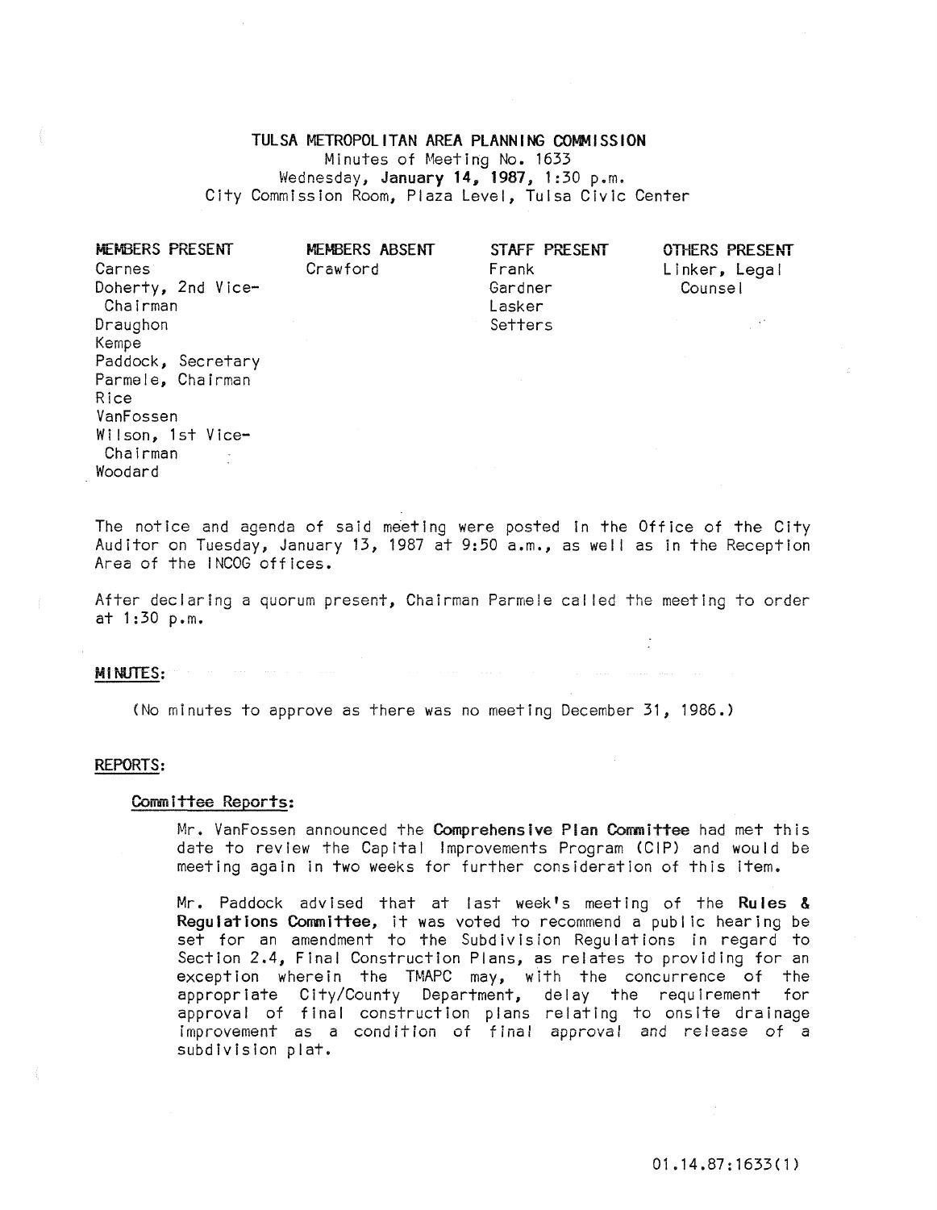# TULSA METROPOLITAN AREA PLANNING COMMISSION

Minutes of Meeting No. 1633
Wednesday, **January 14, 1987**, 1:30 p.m.
City Commission Room, Plaza Level, Tulsa Civic Center

| MEMBERS PRESENT | MEMBERS ABSENT | STAFF PRESENT | OTHERS PRESENT |
|---|---|---|---|
| Carnes | Crawford | Frank | Linker, Legal Counsel |
| Doherty, 2nd Vice-Chairman | | Gardner | |
| Draughon | | Lasker | |
| Kempe | | Setters | |
| Paddock, Secretary | | | |
| Parmele, Chairman | | | |
| Rice | | | |
| VanFossen | | | |
| Wilson, 1st Vice-Chairman | | | |
| Woodard | | | |

The notice and agenda of said meeting were posted in the Office of the City Auditor on Tuesday, January 13, 1987 at 9:50 a.m., as well as in the Reception Area of the INCOG offices.

After declaring a quorum present, Chairman Parmele called the meeting to order at 1:30 p.m.

**MINUTES:**

(No minutes to approve as there was no meeting December 31, 1986.)

**REPORTS:**

**Committee Reports:**

Mr. VanFossen announced the **Comprehensive Plan Committee** had met this date to review the Capital Improvements Program (CIP) and would be meeting again in two weeks for further consideration of this item.

Mr. Paddock advised that at last week's meeting of the **Rules & Regulations Committee**, it was voted to recommend a public hearing be set for an amendment to the Subdivision Regulations in regard to Section 2.4, Final Construction Plans, as relates to providing for an exception wherein the TMAPC may, with the concurrence of the appropriate City/County Department, delay the requirement for approval of final construction plans relating to onsite drainage improvement as a condition of final approval and release of a subdivision plat.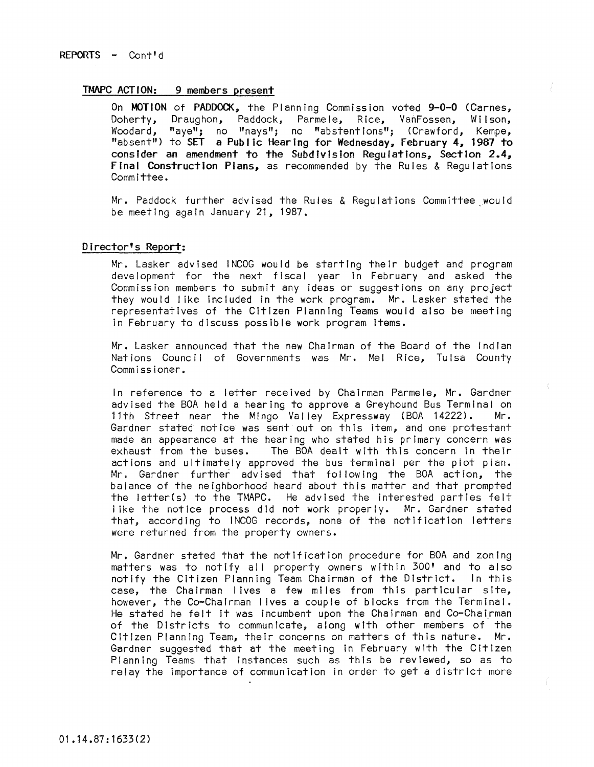REPORTS - Cont'd

**TMAPC ACTION: 9 members present**

On **MOTION** of **PADDOCK**, the Planning Commission voted **9-0-0** (Carnes, Doherty, Draughon, Paddock, Parmele, Rice, VanFossen, Wilson, Woodard, "aye"; no "nays"; no "abstentions"; (Crawford, Kempe, "absent") to **SET a Public Hearing for Wednesday, February 4, 1987 to consider an amendment to the Subdivision Regulations, Section 2.4, Final Construction Plans,** as recommended by the Rules & Regulations Committee.

Mr. Paddock further advised the Rules & Regulations Committee would be meeting again January 21, 1987.

**Director's Report:**

Mr. Lasker advised INCOG would be starting their budget and program development for the next fiscal year in February and asked the Commission members to submit any ideas or suggestions on any project they would like included in the work program. Mr. Lasker stated the representatives of the Citizen Planning Teams would also be meeting in February to discuss possible work program items.

Mr. Lasker announced that the new Chairman of the Board of the Indian Nations Council of Governments was Mr. Mel Rice, Tulsa County Commissioner.

In reference to a letter received by Chairman Parmele, Mr. Gardner advised the BOA held a hearing to approve a Greyhound Bus Terminal on 11th Street near the Mingo Valley Expressway (BOA 14222). Mr. Gardner stated notice was sent out on this item, and one protestant made an appearance at the hearing who stated his primary concern was exhaust from the buses. The BOA dealt with this concern in their actions and ultimately approved the bus terminal per the plot plan. Mr. Gardner further advised that following the BOA action, the balance of the neighborhood heard about this matter and that prompted the letter(s) to the TMAPC. He advised the interested parties felt like the notice process did not work properly. Mr. Gardner stated that, according to INCOG records, none of the notification letters were returned from the property owners.

Mr. Gardner stated that the notification procedure for BOA and zoning matters was to notify all property owners within 300' and to also notify the Citizen Planning Team Chairman of the District. In this case, the Chairman lives a few miles from this particular site, however, the Co-Chairman lives a couple of blocks from the Terminal. He stated he felt it was incumbent upon the Chairman and Co-Chairman of the Districts to communicate, along with other members of the Citizen Planning Team, their concerns on matters of this nature. Mr. Gardner suggested that at the meeting in February with the Citizen Planning Teams that instances such as this be reviewed, so as to relay the importance of communication in order to get a district more

01.14.87:1633(2)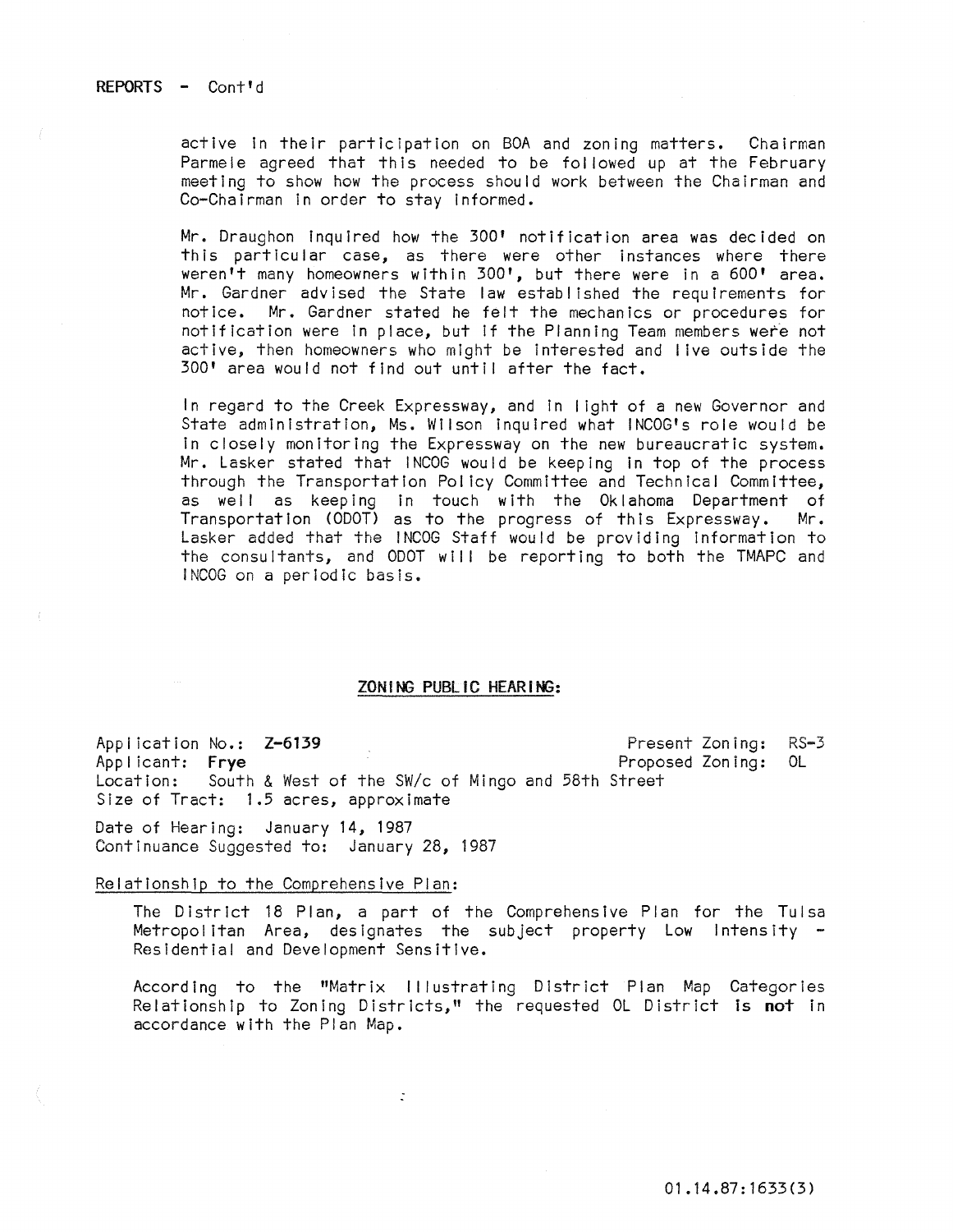REPORTS - Cont'd

active in their participation on BOA and zoning matters. Chairman Parmele agreed that this needed to be followed up at the February meeting to show how the process should work between the Chairman and Co-Chairman in order to stay informed.

Mr. Draughon inquired how the 300' notification area was decided on this particular case, as there were other instances where there weren't many homeowners within 300', but there were in a 600' area. Mr. Gardner advised the State law established the requirements for notice. Mr. Gardner stated he felt the mechanics or procedures for notification were in place, but if the Planning Team members were not active, then homeowners who might be interested and live outside the 300' area would not find out until after the fact.

In regard to the Creek Expressway, and in light of a new Governor and State administration, Ms. Wilson inquired what INCOG's role would be in closely monitoring the Expressway on the new bureaucratic system. Mr. Lasker stated that INCOG would be keeping in top of the process through the Transportation Policy Committee and Technical Committee, as well as keeping in touch with the Oklahoma Department of Transportation (ODOT) as to the progress of this Expressway. Mr. Lasker added that the INCOG Staff would be providing information to the consultants, and ODOT will be reporting to both the TMAPC and INCOG on a periodic basis.

## ZONING PUBLIC HEARING:

Application No.: **Z-6139** Present Zoning: RS-3
Applicant: **Frye** Proposed Zoning: OL
Location: South & West of the SW/c of Mingo and 58th Street
Size of Tract: 1.5 acres, approximate

Date of Hearing: January 14, 1987
Continuance Suggested to: January 28, 1987

Relationship to the Comprehensive Plan:

The District 18 Plan, a part of the Comprehensive Plan for the Tulsa Metropolitan Area, designates the subject property Low Intensity - Residential and Development Sensitive.

According to the "Matrix Illustrating District Plan Map Categories Relationship to Zoning Districts," the requested OL District **is not** in accordance with the Plan Map.

01.14.87:1633(3)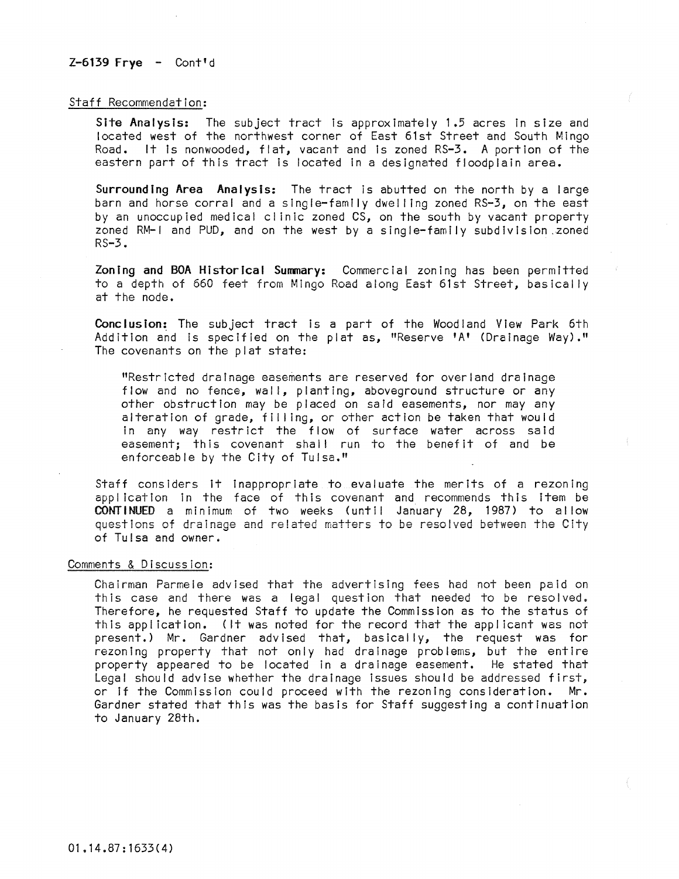**Z-6139 Frye** - Cont'd

Staff Recommendation:

**Site Analysis:** The subject tract is approximately 1.5 acres in size and located west of the northwest corner of East 61st Street and South Mingo Road. It is nonwooded, flat, vacant and is zoned RS-3. A portion of the eastern part of this tract is located in a designated floodplain area.

**Surrounding Area Analysis:** The tract is abutted on the north by a large barn and horse corral and a single-family dwelling zoned RS-3, on the east by an unoccupied medical clinic zoned CS, on the south by vacant property zoned RM-1 and PUD, and on the west by a single-family subdivision zoned RS-3.

**Zoning and BOA Historical Summary:** Commercial zoning has been permitted to a depth of 660 feet from Mingo Road along East 61st Street, basically at the node.

**Conclusion:** The subject tract is a part of the Woodland View Park 6th Addition and is specified on the plat as, "Reserve 'A' (Drainage Way)." The covenants on the plat state:

> "Restricted drainage easements are reserved for overland drainage flow and no fence, wall, planting, aboveground structure or any other obstruction may be placed on said easements, nor may any alteration of grade, filling, or other action be taken that would in any way restrict the flow of surface water across said easement; this covenant shall run to the benefit of and be enforceable by the City of Tulsa."

Staff considers it inappropriate to evaluate the merits of a rezoning application in the face of this covenant and recommends this item be **CONTINUED** a minimum of two weeks (until January 28, 1987) to allow questions of drainage and related matters to be resolved between the City of Tulsa and owner.

Comments & Discussion:

Chairman Parmele advised that the advertising fees had not been paid on this case and there was a legal question that needed to be resolved. Therefore, he requested Staff to update the Commission as to the status of this application. (It was noted for the record that the applicant was not present.) Mr. Gardner advised that, basically, the request was for rezoning property that not only had drainage problems, but the entire property appeared to be located in a drainage easement. He stated that Legal should advise whether the drainage issues should be addressed first, or if the Commission could proceed with the rezoning consideration. Mr. Gardner stated that this was the basis for Staff suggesting a continuation to January 28th.

01.14.87:1633(4)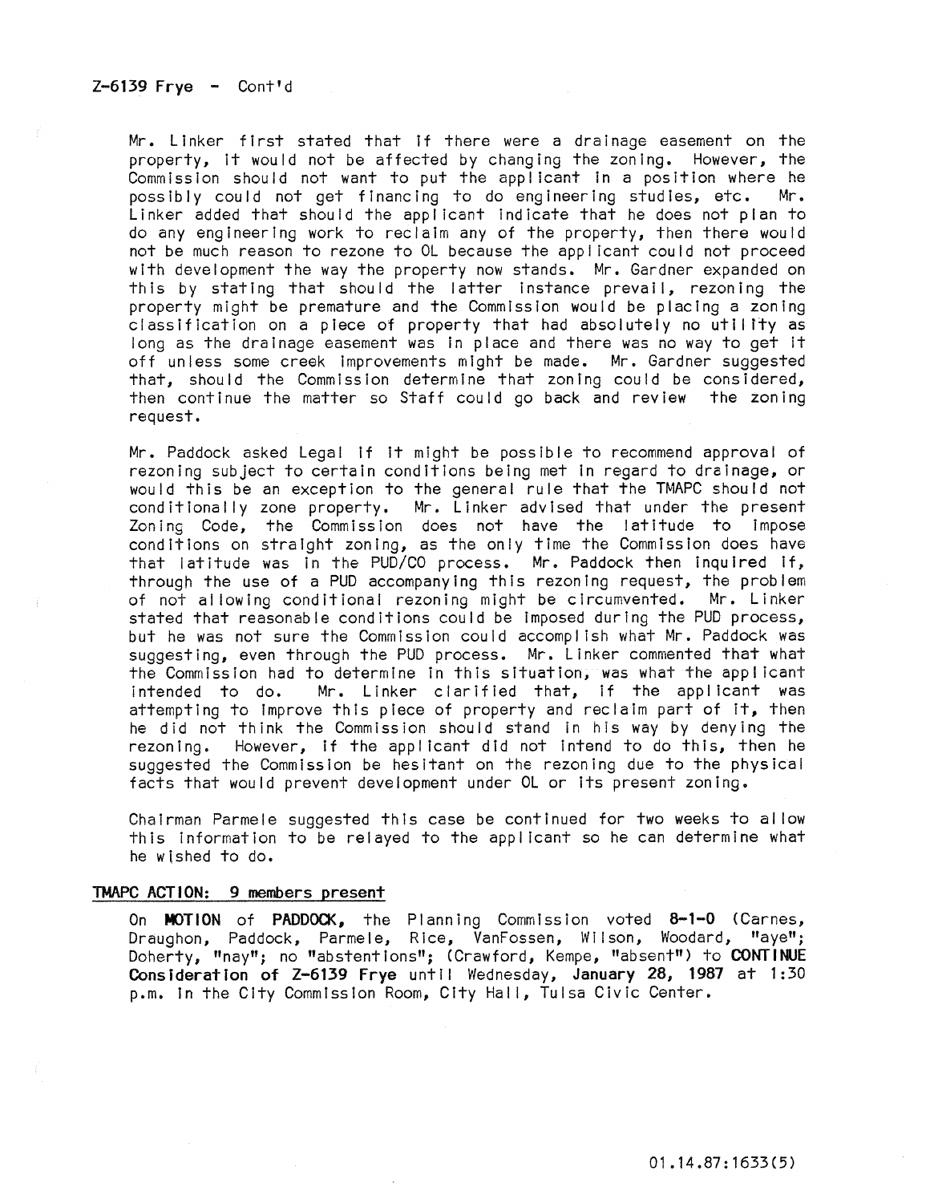Z-6139 Frye - Cont'd

Mr. Linker first stated that if there were a drainage easement on the property, it would not be affected by changing the zoning. However, the Commission should not want to put the applicant in a position where he possibly could not get financing to do engineering studies, etc. Mr. Linker added that should the applicant indicate that he does not plan to do any engineering work to reclaim any of the property, then there would not be much reason to rezone to OL because the applicant could not proceed with development the way the property now stands. Mr. Gardner expanded on this by stating that should the latter instance prevail, rezoning the property might be premature and the Commission would be placing a zoning classification on a piece of property that had absolutely no utility as long as the drainage easement was in place and there was no way to get it off unless some creek improvements might be made. Mr. Gardner suggested that, should the Commission determine that zoning could be considered, then continue the matter so Staff could go back and review the zoning request.

Mr. Paddock asked Legal if it might be possible to recommend approval of rezoning subject to certain conditions being met in regard to drainage, or would this be an exception to the general rule that the TMAPC should not conditionally zone property. Mr. Linker advised that under the present Zoning Code, the Commission does not have the latitude to impose conditions on straight zoning, as the only time the Commission does have that latitude was in the PUD/CO process. Mr. Paddock then inquired if, through the use of a PUD accompanying this rezoning request, the problem of not allowing conditional rezoning might be circumvented. Mr. Linker stated that reasonable conditions could be imposed during the PUD process, but he was not sure the Commission could accomplish what Mr. Paddock was suggesting, even through the PUD process. Mr. Linker commented that what the Commission had to determine in this situation, was what the applicant intended to do. Mr. Linker clarified that, if the applicant was attempting to improve this piece of property and reclaim part of it, then he did not think the Commission should stand in his way by denying the rezoning. However, if the applicant did not intend to do this, then he suggested the Commission be hesitant on the rezoning due to the physical facts that would prevent development under OL or its present zoning.

Chairman Parmele suggested this case be continued for two weeks to allow this information to be relayed to the applicant so he can determine what he wished to do.

**TMAPC ACTION: 9 members present**

On **MOTION** of **PADDOCK,** the Planning Commission voted **8-1-0** (Carnes, Draughon, Paddock, Parmele, Rice, VanFossen, Wilson, Woodard, "aye"; Doherty, "nay"; no "abstentions"; (Crawford, Kempe, "absent") to **CONTINUE Consideration of Z-6139 Frye** until Wednesday, **January 28, 1987** at 1:30 p.m. in the City Commission Room, City Hall, Tulsa Civic Center.

01.14.87:1633(5)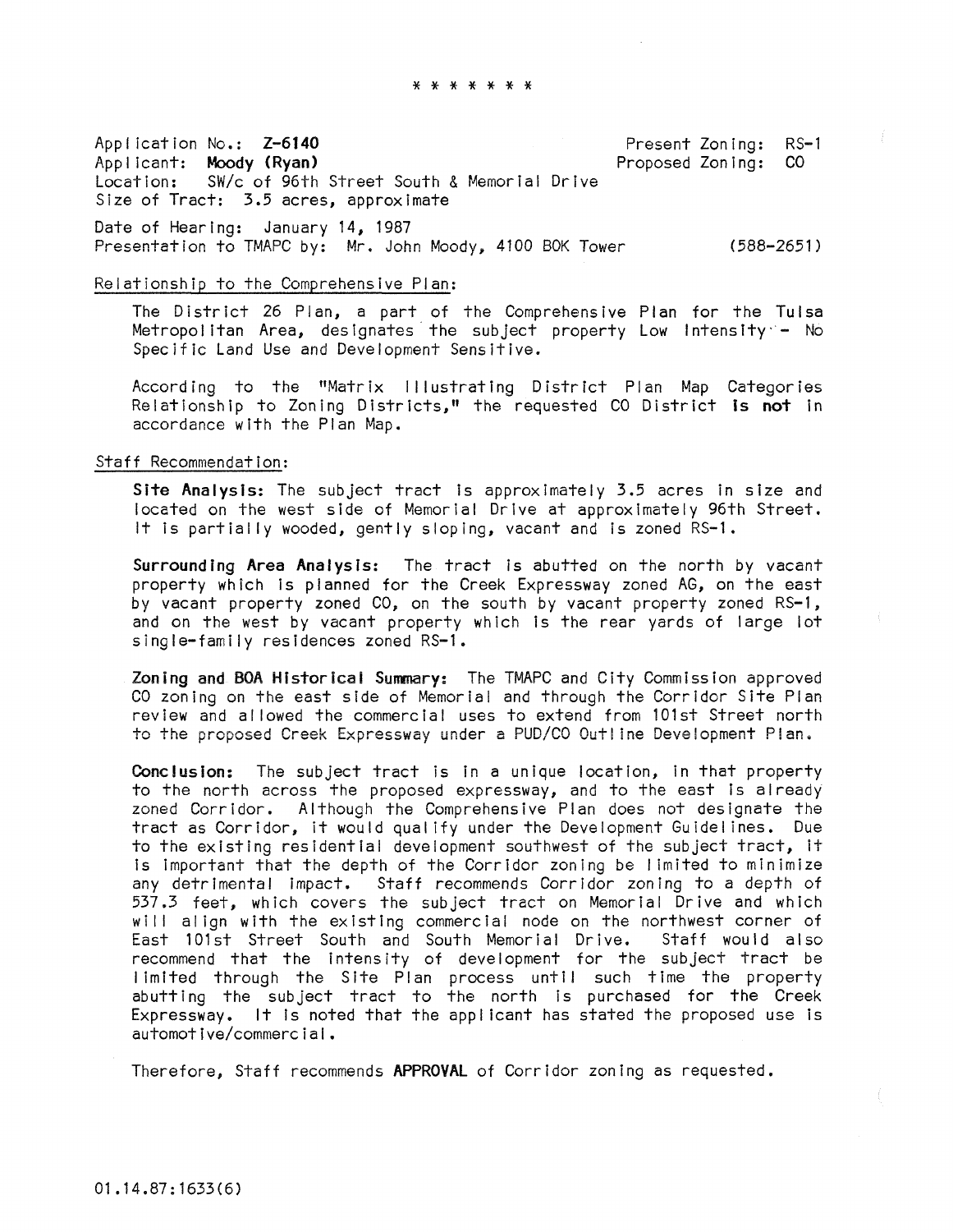* * * * * * *

Application No.: **Z-6140** Present Zoning: RS-1
Applicant: **Moody (Ryan)** Proposed Zoning: CO
Location: SW/c of 96th Street South & Memorial Drive
Size of Tract: 3.5 acres, approximate

Date of Hearing: January 14, 1987
Presentation to TMAPC by: Mr. John Moody, 4100 BOK Tower (588-2651)

Relationship to the Comprehensive Plan:

The District 26 Plan, a part of the Comprehensive Plan for the Tulsa Metropolitan Area, designates the subject property Low Intensity - No Specific Land Use and Development Sensitive.

According to the "Matrix Illustrating District Plan Map Categories Relationship to Zoning Districts," the requested CO District **is not** in accordance with the Plan Map.

Staff Recommendation:

**Site Analysis:** The subject tract is approximately 3.5 acres in size and located on the west side of Memorial Drive at approximately 96th Street. It is partially wooded, gently sloping, vacant and is zoned RS-1.

**Surrounding Area Analysis:** The tract is abutted on the north by vacant property which is planned for the Creek Expressway zoned AG, on the east by vacant property zoned CO, on the south by vacant property zoned RS-1, and on the west by vacant property which is the rear yards of large lot single-family residences zoned RS-1.

**Zoning and BOA Historical Summary:** The TMAPC and City Commission approved CO zoning on the east side of Memorial and through the Corridor Site Plan review and allowed the commercial uses to extend from 101st Street north to the proposed Creek Expressway under a PUD/CO Outline Development Plan.

**Conclusion:** The subject tract is in a unique location, in that property to the north across the proposed expressway, and to the east is already zoned Corridor. Although the Comprehensive Plan does not designate the tract as Corridor, it would qualify under the Development Guidelines. Due to the existing residential development southwest of the subject tract, it is important that the depth of the Corridor zoning be limited to minimize any detrimental impact. Staff recommends Corridor zoning to a depth of 537.3 feet, which covers the subject tract on Memorial Drive and which will align with the existing commercial node on the northwest corner of East 101st Street South and South Memorial Drive. Staff would also recommend that the intensity of development for the subject tract be limited through the Site Plan process until such time the property abutting the subject tract to the north is purchased for the Creek Expressway. It is noted that the applicant has stated the proposed use is automotive/commercial.

Therefore, Staff recommends **APPROVAL** of Corridor zoning as requested.

01.14.87:1633(6)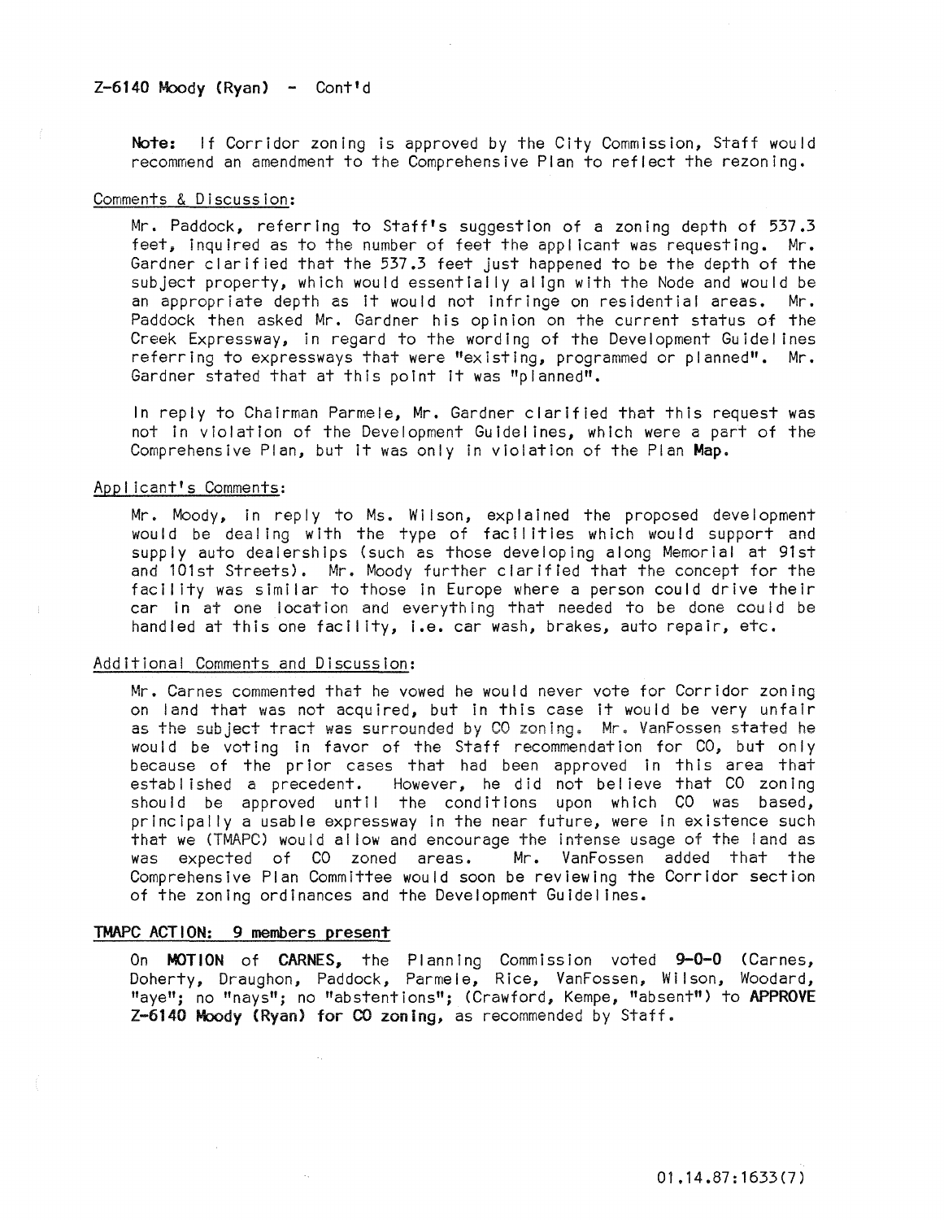Z-6140 Moody (Ryan) - Cont'd

**Note:** If Corridor zoning is approved by the City Commission, Staff would recommend an amendment to the Comprehensive Plan to reflect the rezoning.

Comments & Discussion:

Mr. Paddock, referring to Staff's suggestion of a zoning depth of 537.3 feet, inquired as to the number of feet the applicant was requesting. Mr. Gardner clarified that the 537.3 feet just happened to be the depth of the subject property, which would essentially align with the Node and would be an appropriate depth as it would not infringe on residential areas. Mr. Paddock then asked Mr. Gardner his opinion on the current status of the Creek Expressway, in regard to the wording of the Development Guidelines referring to expressways that were "existing, programmed or planned". Mr. Gardner stated that at this point it was "planned".

In reply to Chairman Parmele, Mr. Gardner clarified that this request was not in violation of the Development Guidelines, which were a part of the Comprehensive Plan, but it was only in violation of the Plan **Map**.

Applicant's Comments:

Mr. Moody, in reply to Ms. Wilson, explained the proposed development would be dealing with the type of facilities which would support and supply auto dealerships (such as those developing along Memorial at 91st and 101st Streets). Mr. Moody further clarified that the concept for the facility was similar to those in Europe where a person could drive their car in at one location and everything that needed to be done could be handled at this one facility, i.e. car wash, brakes, auto repair, etc.

Additional Comments and Discussion:

Mr. Carnes commented that he vowed he would never vote for Corridor zoning on land that was not acquired, but in this case it would be very unfair as the subject tract was surrounded by CO zoning. Mr. VanFossen stated he would be voting in favor of the Staff recommendation for CO, but only because of the prior cases that had been approved in this area that established a precedent. However, he did not believe that CO zoning should be approved until the conditions upon which CO was based, principally a usable expressway in the near future, were in existence such that we (TMAPC) would allow and encourage the intense usage of the land as was expected of CO zoned areas. Mr. VanFossen added that the Comprehensive Plan Committee would soon be reviewing the Corridor section of the zoning ordinances and the Development Guidelines.

**TMAPC ACTION: 9 members present**

On **MOTION** of **CARNES,** the Planning Commission voted **9-0-0** (Carnes, Doherty, Draughon, Paddock, Parmele, Rice, VanFossen, Wilson, Woodard, "aye"; no "nays"; no "abstentions"; (Crawford, Kempe, "absent") to **APPROVE Z-6140 Moody (Ryan) for CO zoning,** as recommended by Staff.

01.14.87:1633(7)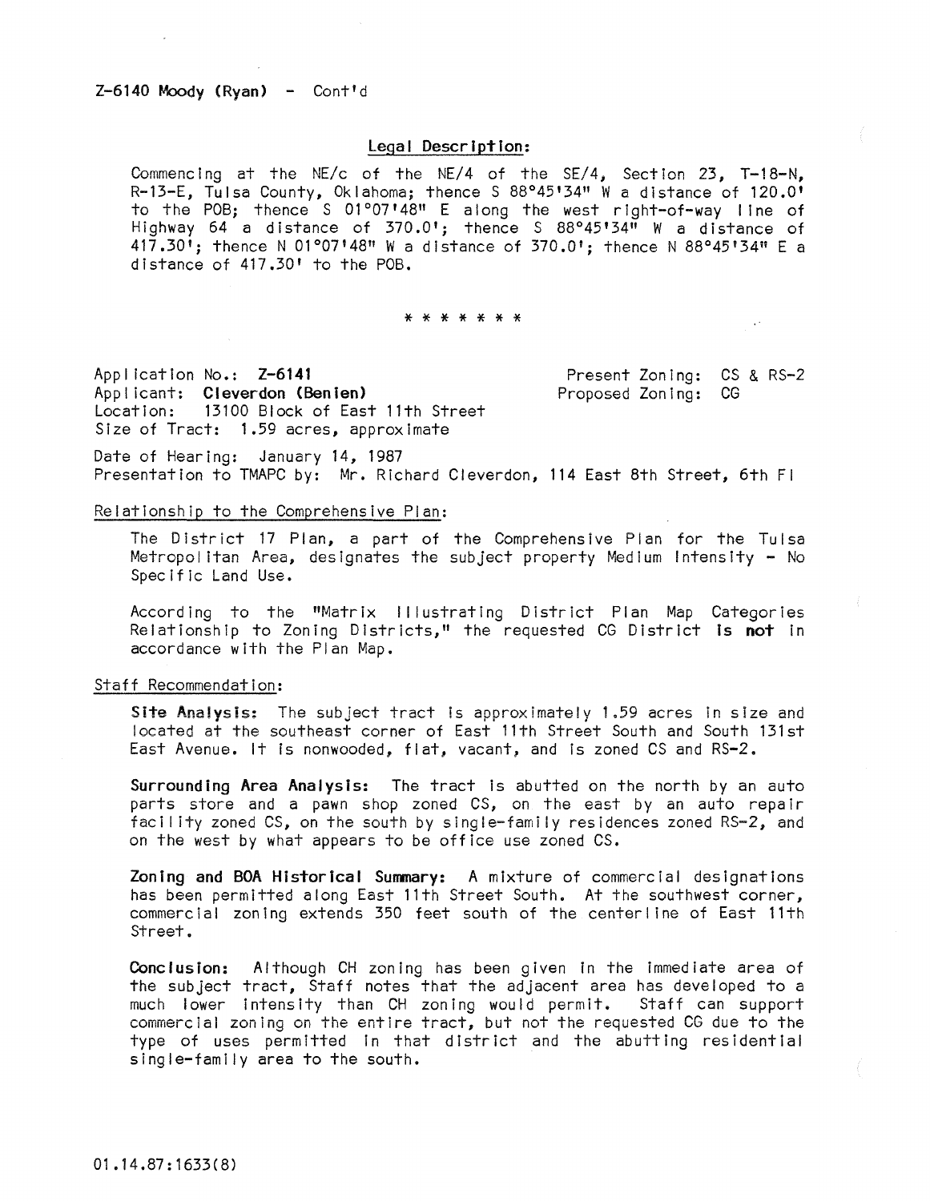Z-6140 Moody (Ryan) - Cont'd

## Legal Description:

Commencing at the NE/c of the NE/4 of the SE/4, Section 23, T-18-N, R-13-E, Tulsa County, Oklahoma; thence S 88°45'34" W a distance of 120.0' to the POB; thence S 01°07'48" E along the west right-of-way line of Highway 64 a distance of 370.0'; thence S 88°45'34" W a distance of 417.30'; thence N 01°07'48" W a distance of 370.0'; thence N 88°45'34" E a distance of 417.30' to the POB.

\* \* \* \* \* \* \*

Application No.: **Z-6141**
Applicant: **Cleverdon (Benien)**
Location: 13100 Block of East 11th Street
Size of Tract: 1.59 acres, approximate

Present Zoning: CS & RS-2
Proposed Zoning: CG

Date of Hearing: January 14, 1987
Presentation to TMAPC by: Mr. Richard Cleverdon, 114 East 8th Street, 6th Fl

Relationship to the Comprehensive Plan:

The District 17 Plan, a part of the Comprehensive Plan for the Tulsa Metropolitan Area, designates the subject property Medium Intensity - No Specific Land Use.

According to the "Matrix Illustrating District Plan Map Categories Relationship to Zoning Districts," the requested CG District **is not** in accordance with the Plan Map.

Staff Recommendation:

**Site Analysis:** The subject tract is approximately 1.59 acres in size and located at the southeast corner of East 11th Street South and South 131st East Avenue. It is nonwooded, flat, vacant, and is zoned CS and RS-2.

**Surrounding Area Analysis:** The tract is abutted on the north by an auto parts store and a pawn shop zoned CS, on the east by an auto repair facility zoned CS, on the south by single-family residences zoned RS-2, and on the west by what appears to be office use zoned CS.

**Zoning and BOA Historical Summary:** A mixture of commercial designations has been permitted along East 11th Street South. At the southwest corner, commercial zoning extends 350 feet south of the centerline of East 11th Street.

**Conclusion:** Although CH zoning has been given in the immediate area of the subject tract, Staff notes that the adjacent area has developed to a much lower intensity than CH zoning would permit. Staff can support commercial zoning on the entire tract, but not the requested CG due to the type of uses permitted in that district and the abutting residential single-family area to the south.

01.14.87:1633(8)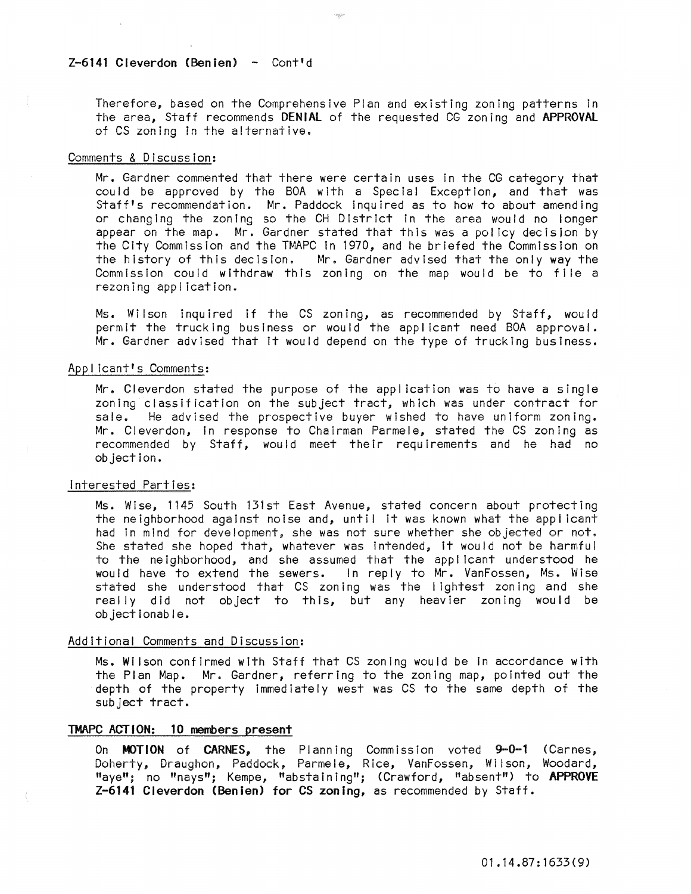**Z-6141 Cleverdon (Benien) - Cont'd**

Therefore, based on the Comprehensive Plan and existing zoning patterns in the area, Staff recommends **DENIAL** of the requested CG zoning and **APPROVAL** of CS zoning in the alternative.

Comments & Discussion:

Mr. Gardner commented that there were certain uses in the CG category that could be approved by the BOA with a Special Exception, and that was Staff's recommendation. Mr. Paddock inquired as to how to about amending or changing the zoning so the CH District in the area would no longer appear on the map. Mr. Gardner stated that this was a policy decision by the City Commission and the TMAPC in 1970, and he briefed the Commission on the history of this decision. Mr. Gardner advised that the only way the Commission could withdraw this zoning on the map would be to file a rezoning application.

Ms. Wilson inquired if the CS zoning, as recommended by Staff, would permit the trucking business or would the applicant need BOA approval. Mr. Gardner advised that it would depend on the type of trucking business.

Applicant's Comments:

Mr. Cleverdon stated the purpose of the application was to have a single zoning classification on the subject tract, which was under contract for sale. He advised the prospective buyer wished to have uniform zoning. Mr. Cleverdon, in response to Chairman Parmele, stated the CS zoning as recommended by Staff, would meet their requirements and he had no objection.

Interested Parties:

Ms. Wise, 1145 South 131st East Avenue, stated concern about protecting the neighborhood against noise and, until it was known what the applicant had in mind for development, she was not sure whether she objected or not. She stated she hoped that, whatever was intended, it would not be harmful to the neighborhood, and she assumed that the applicant understood he would have to extend the sewers. In reply to Mr. VanFossen, Ms. Wise stated she understood that CS zoning was the lightest zoning and she really did not object to this, but any heavier zoning would be objectionable.

Additional Comments and Discussion:

Ms. Wilson confirmed with Staff that CS zoning would be in accordance with the Plan Map. Mr. Gardner, referring to the zoning map, pointed out the depth of the property immediately west was CS to the same depth of the subject tract.

**TMAPC ACTION: 10 members present**

On **MOTION** of **CARNES,** the Planning Commission voted **9-0-1** (Carnes, Doherty, Draughon, Paddock, Parmele, Rice, VanFossen, Wilson, Woodard, "aye"; no "nays"; Kempe, "abstaining"; (Crawford, "absent") to **APPROVE Z-6141 Cleverdon (Benien) for CS zoning,** as recommended by Staff.

01.14.87:1633(9)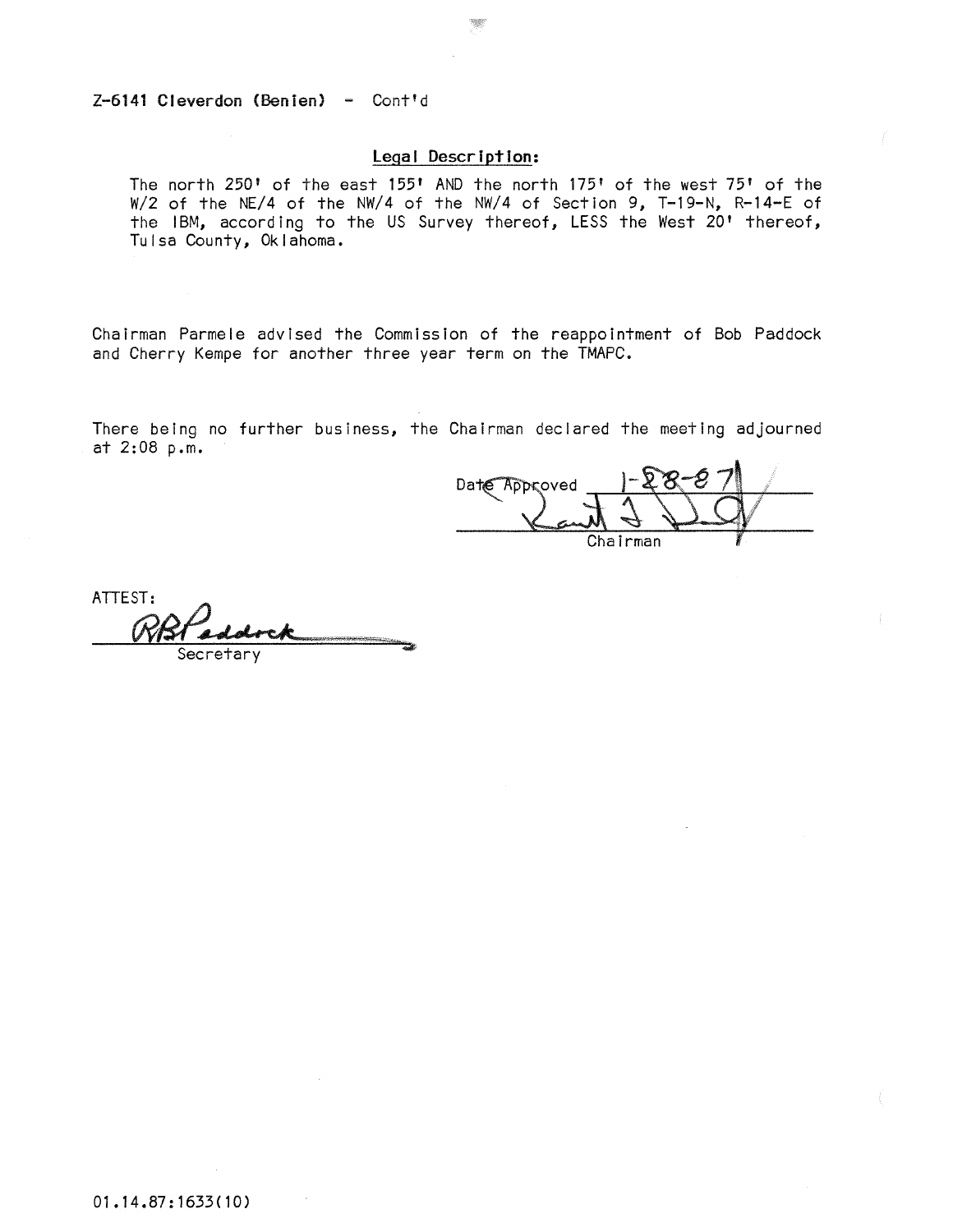Z-6141 Cleverdon (Benien) - Cont'd

**Legal Description:**

The north 250' of the east 155' AND the north 175' of the west 75' of the W/2 of the NE/4 of the NW/4 of the NW/4 of Section 9, T-19-N, R-14-E of the IBM, according to the US Survey thereof, LESS the West 20' thereof, Tulsa County, Oklahoma.

Chairman Parmele advised the Commission of the reappointment of Bob Paddock and Cherry Kempe for another three year term on the TMAPC.

There being no further business, the Chairman declared the meeting adjourned at 2:08 p.m.

Date Approved 1-28-87

Chairman

ATTEST:

Secretary

01.14.87:1633(10)